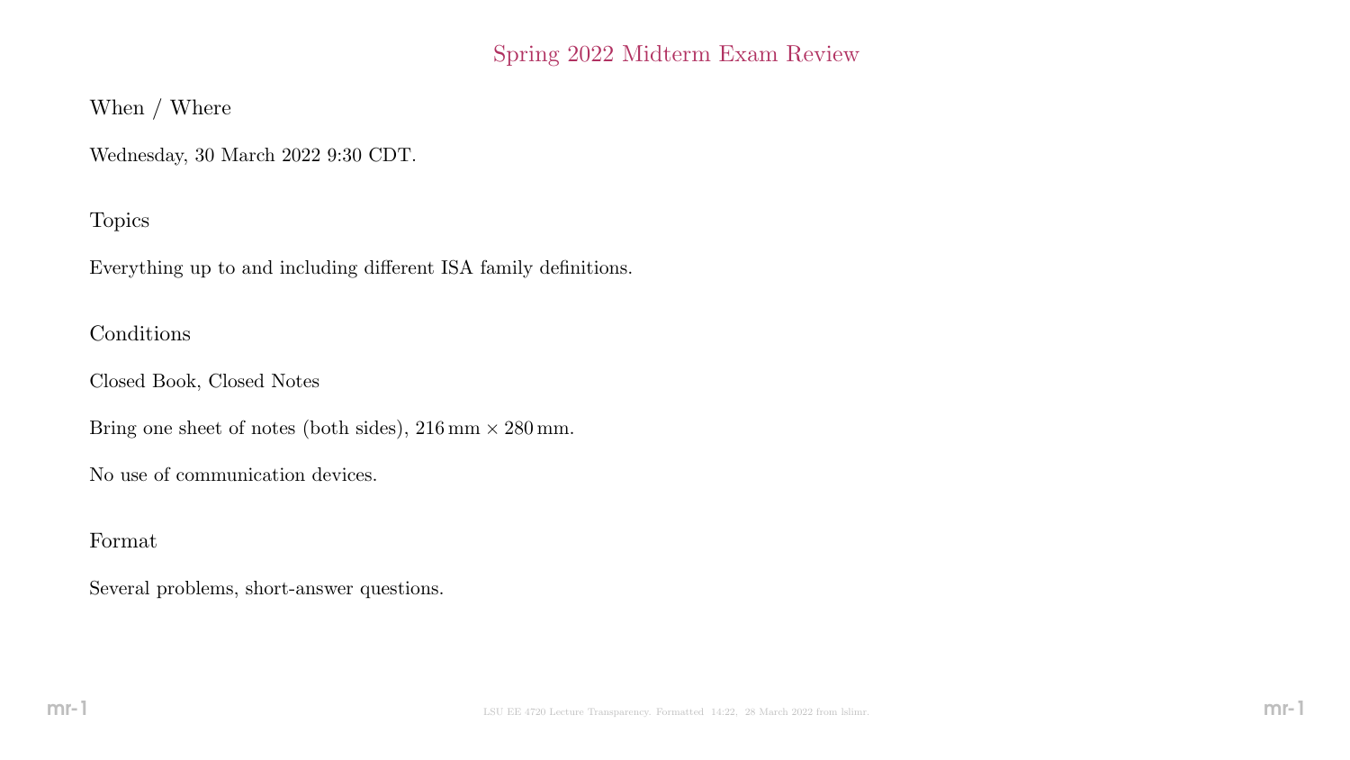# Spring 2022 Midterm Exam Review

## When / Where

Wednesday, 30 March 2022 9:30 CDT.

## Topics

Everything up to and including different ISA family definitions.

## Conditions

Closed Book, Closed Notes

Bring one sheet of notes (both sides), $216\,\mathrm{mm} \times 280\,\mathrm{mm}$.

No use of communication devices.

## Format

Several problems, short-answer questions.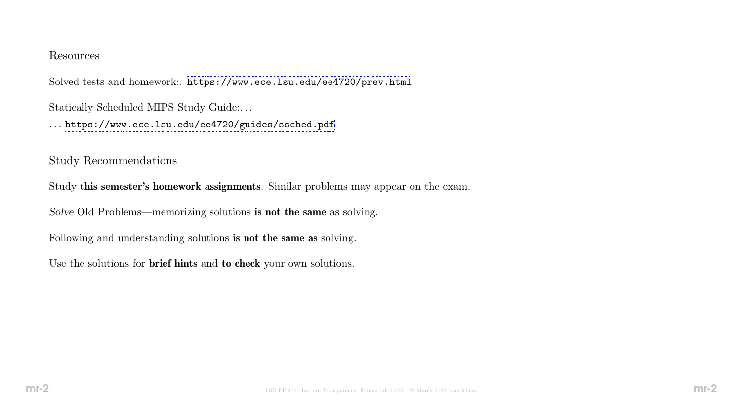## Resources

Solved tests and homework:. https://www.ece.lsu.edu/ee4720/prev.html

Statically Scheduled MIPS Study Guide:. . .

. . . https://www.ece.lsu.edu/ee4720/guides/ssched.pdf

## Study Recommendations

Study **this semester's homework assignments**. Similar problems may appear on the exam.

*Solve* Old Problems—memorizing solutions **is not the same** as solving.

Following and understanding solutions **is not the same as** solving.

Use the solutions for **brief hints** and **to check** your own solutions.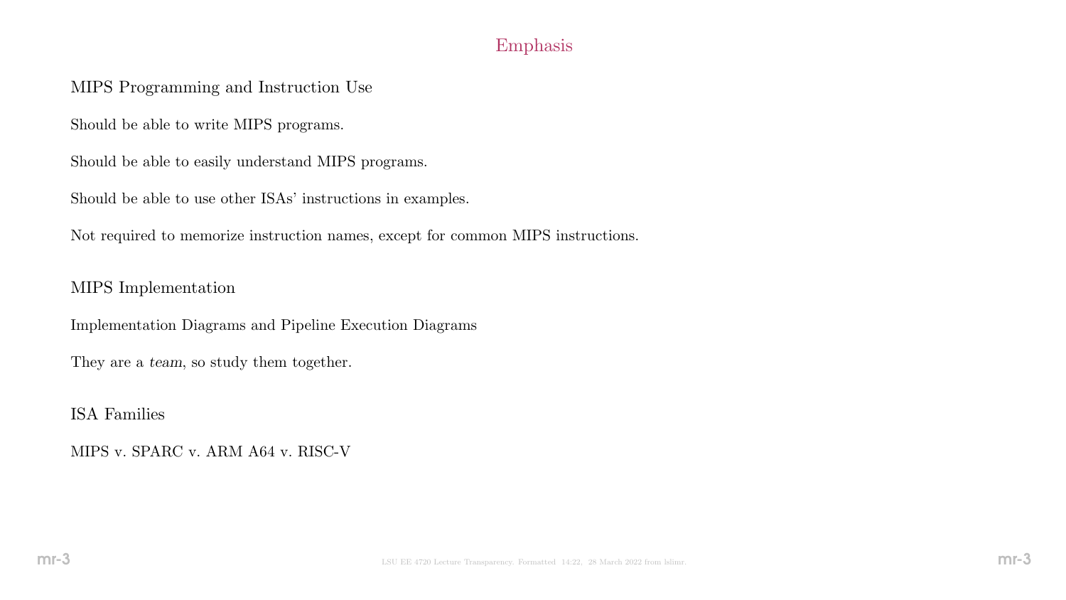# Emphasis

## MIPS Programming and Instruction Use

Should be able to write MIPS programs.

Should be able to easily understand MIPS programs.

Should be able to use other ISAs' instructions in examples.

Not required to memorize instruction names, except for common MIPS instructions.

## MIPS Implementation

Implementation Diagrams and Pipeline Execution Diagrams

They are a *team*, so study them together.

## ISA Families

MIPS v. SPARC v. ARM A64 v. RISC-V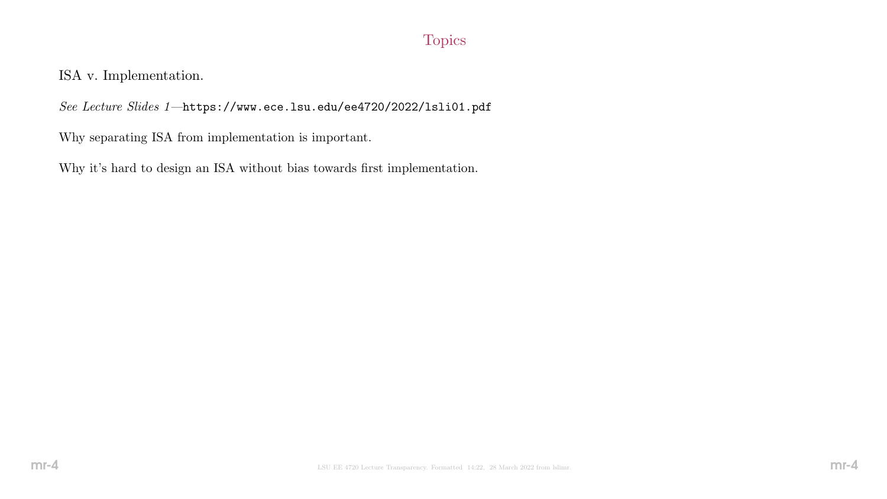## Topics

ISA v. Implementation.

*See Lecture Slides 1*—`https://www.ece.lsu.edu/ee4720/2022/lsli01.pdf`

Why separating ISA from implementation is important.

Why it's hard to design an ISA without bias towards first implementation.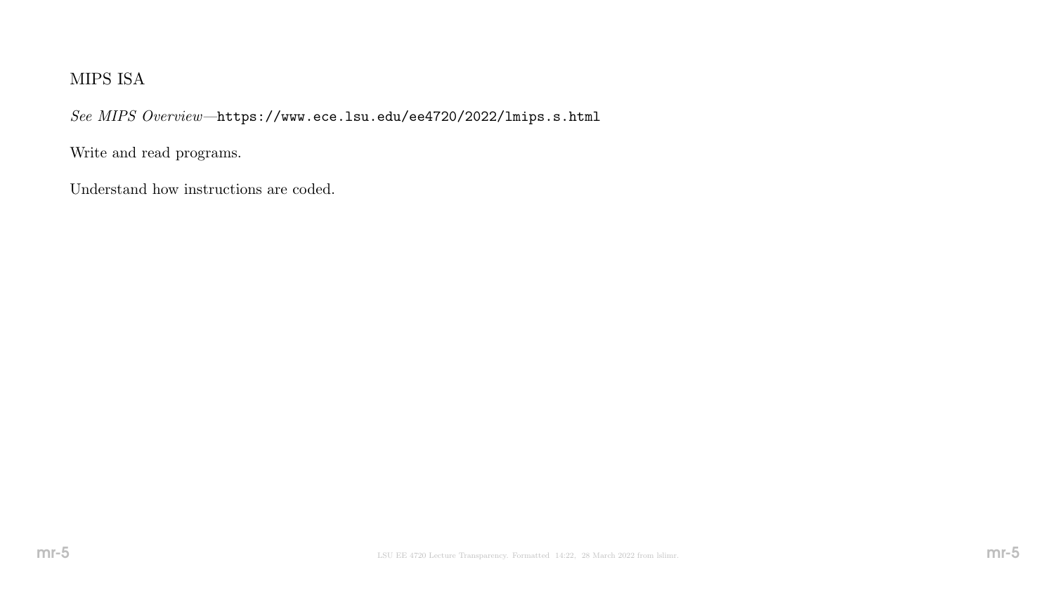## MIPS ISA

*See MIPS Overview*—`https://www.ece.lsu.edu/ee4720/2022/lmips.s.html`

Write and read programs.

Understand how instructions are coded.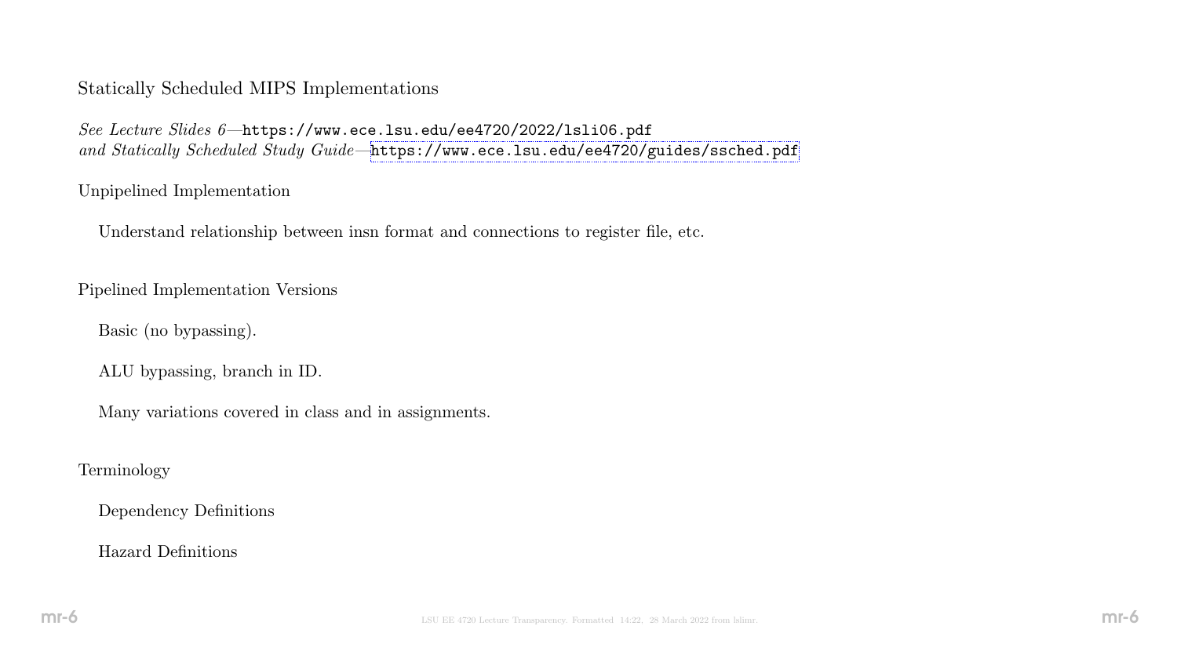# Statically Scheduled MIPS Implementations

*See Lecture Slides 6*—`https://www.ece.lsu.edu/ee4720/2022/lsli06.pdf`
*and Statically Scheduled Study Guide*—`https://www.ece.lsu.edu/ee4720/guides/ssched.pdf`

## Unpipelined Implementation

Understand relationship between insn format and connections to register file, etc.

## Pipelined Implementation Versions

Basic (no bypassing).

ALU bypassing, branch in ID.

Many variations covered in class and in assignments.

## Terminology

Dependency Definitions

Hazard Definitions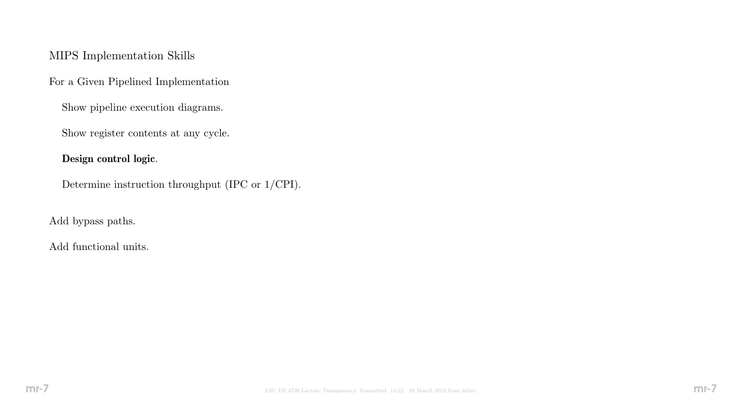MIPS Implementation Skills

For a Given Pipelined Implementation

- Show pipeline execution diagrams.
- Show register contents at any cycle.
- **Design control logic**.
- Determine instruction throughput (IPC or 1/CPI).

Add bypass paths.

Add functional units.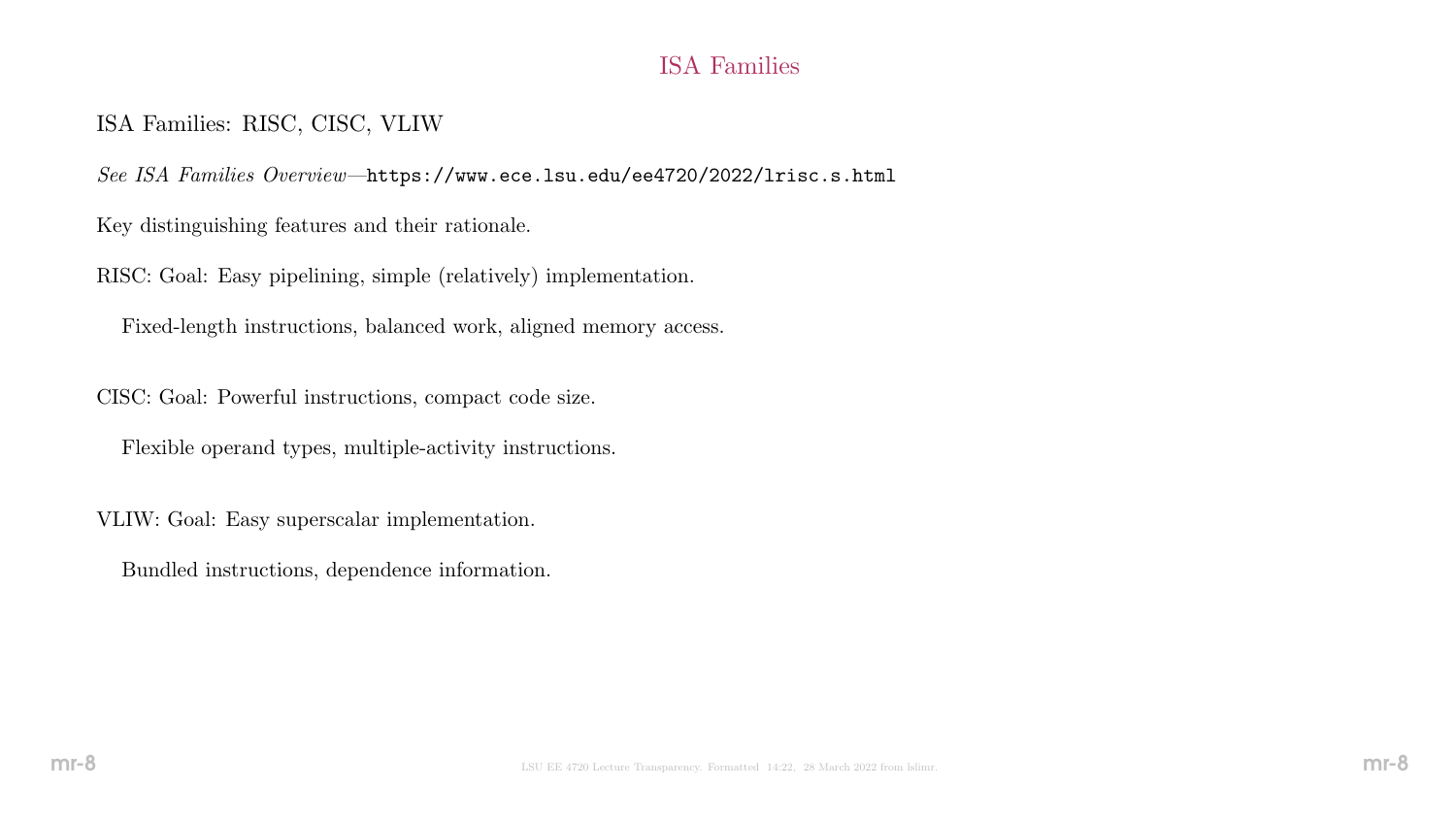## ISA Families

ISA Families: RISC, CISC, VLIW

*See ISA Families Overview*—`https://www.ece.lsu.edu/ee4720/2022/lrisc.s.html`

Key distinguishing features and their rationale.

RISC: Goal: Easy pipelining, simple (relatively) implementation.

Fixed-length instructions, balanced work, aligned memory access.

CISC: Goal: Powerful instructions, compact code size.

Flexible operand types, multiple-activity instructions.

VLIW: Goal: Easy superscalar implementation.

Bundled instructions, dependence information.